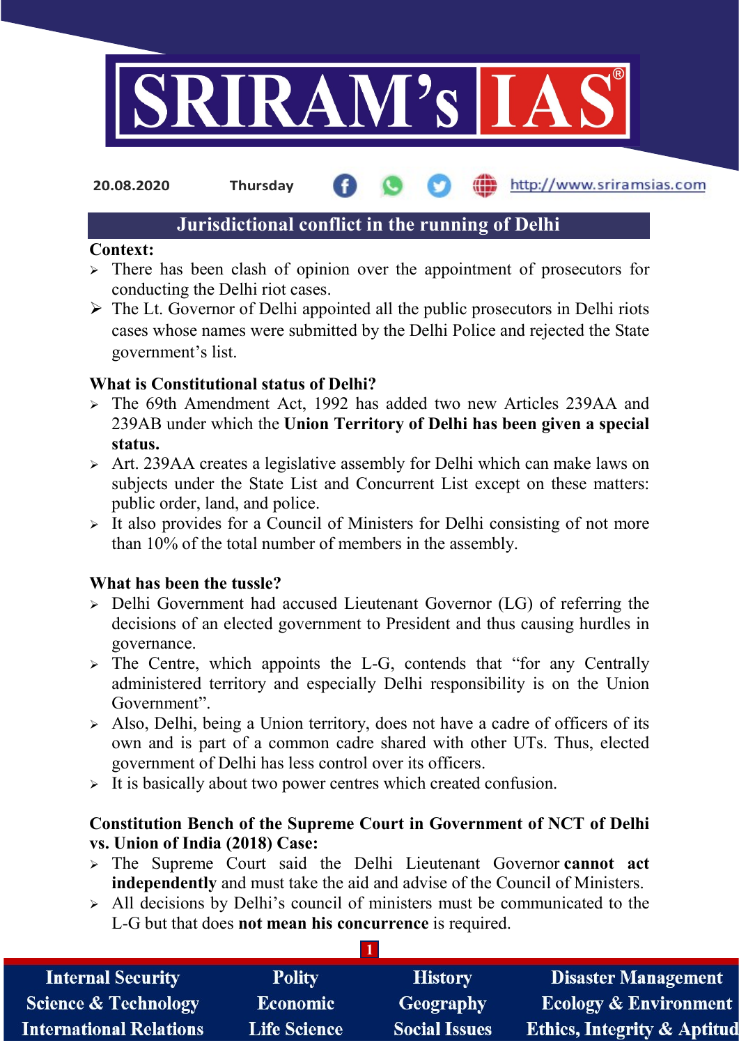20.08.2020 Thursday http://www.sriramsias.com

# Jurisdictional conflict in the running of Delhi

**Context:**

- There has been clash of opinion over the appointment of prosecutors for conducting the Delhi riot cases.
- The Lt. Governor of Delhi appointed all the public prosecutors in Delhi riots cases whose names were submitted by the Delhi Police and rejected the State government's list.

**What is Constitutional status of Delhi?**

- The 69th Amendment Act, 1992 has added two new Articles 239AA and 239AB under which the **Union Territory of Delhi has been given a special status.**
- Art. 239AA creates a legislative assembly for Delhi which can make laws on subjects under the State List and Concurrent List except on these matters: public order, land, and police.
- It also provides for a Council of Ministers for Delhi consisting of not more than 10% of the total number of members in the assembly.

**What has been the tussle?**

- Delhi Government had accused Lieutenant Governor (LG) of referring the decisions of an elected government to President and thus causing hurdles in governance.
- The Centre, which appoints the L-G, contends that "for any Centrally administered territory and especially Delhi responsibility is on the Union Government".
- Also, Delhi, being a Union territory, does not have a cadre of officers of its own and is part of a common cadre shared with other UTs. Thus, elected government of Delhi has less control over its officers.
- It is basically about two power centres which created confusion.

**Constitution Bench of the Supreme Court in Government of NCT of Delhi vs. Union of India (2018) Case:**

- The Supreme Court said the Delhi Lieutenant Governor **cannot act independently** and must take the aid and advise of the Council of Ministers.
- All decisions by Delhi's council of ministers must be communicated to the L-G but that does **not mean his concurrence** is required.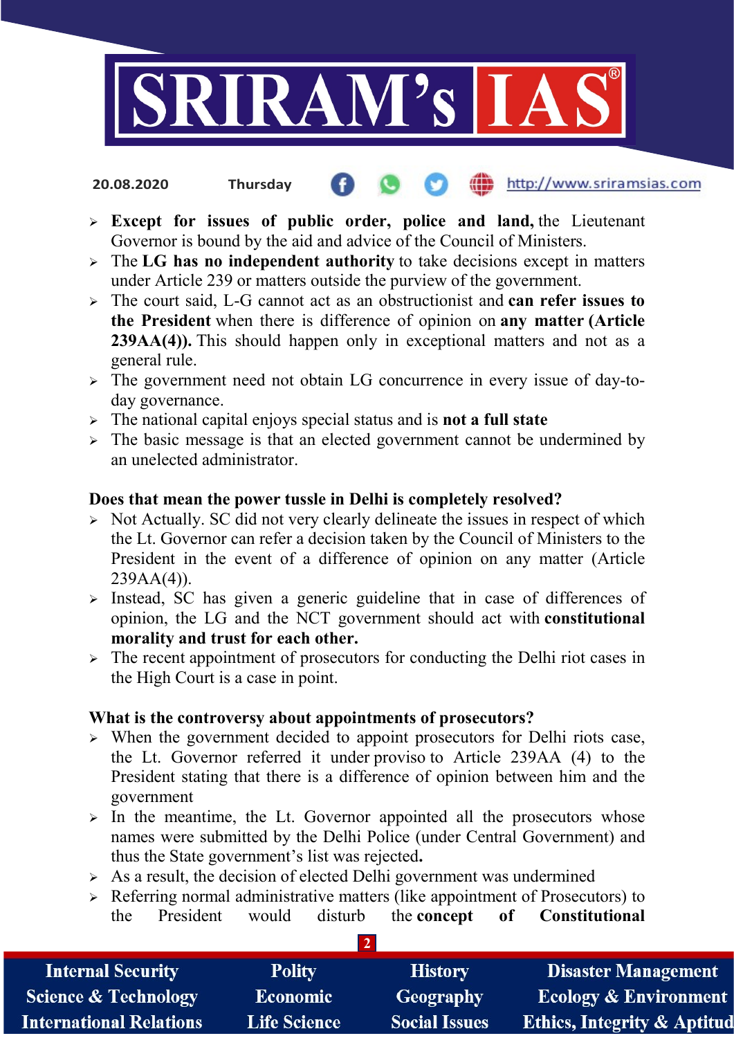- **Except for issues of public order, police and land,** the Lieutenant Governor is bound by the aid and advice of the Council of Ministers.
- The **LG has no independent authority** to take decisions except in matters under Article 239 or matters outside the purview of the government.
- The court said, L-G cannot act as an obstructionist and **can refer issues to the President** when there is difference of opinion on **any matter (Article 239AA(4)).** This should happen only in exceptional matters and not as a general rule.
- The government need not obtain LG concurrence in every issue of day-to-day governance.
- The national capital enjoys special status and is **not a full state**
- The basic message is that an elected government cannot be undermined by an unelected administrator.

**Does that mean the power tussle in Delhi is completely resolved?**

- Not Actually. SC did not very clearly delineate the issues in respect of which the Lt. Governor can refer a decision taken by the Council of Ministers to the President in the event of a difference of opinion on any matter (Article 239AA(4)).
- Instead, SC has given a generic guideline that in case of differences of opinion, the LG and the NCT government should act with **constitutional morality and trust for each other.**
- The recent appointment of prosecutors for conducting the Delhi riot cases in the High Court is a case in point.

**What is the controversy about appointments of prosecutors?**

- When the government decided to appoint prosecutors for Delhi riots case, the Lt. Governor referred it under proviso to Article 239AA (4) to the President stating that there is a difference of opinion between him and the government
- In the meantime, the Lt. Governor appointed all the prosecutors whose names were submitted by the Delhi Police (under Central Government) and thus the State government's list was rejected.
- As a result, the decision of elected Delhi government was undermined
- Referring normal administrative matters (like appointment of Prosecutors) to the President would disturb the **concept of Constitutional**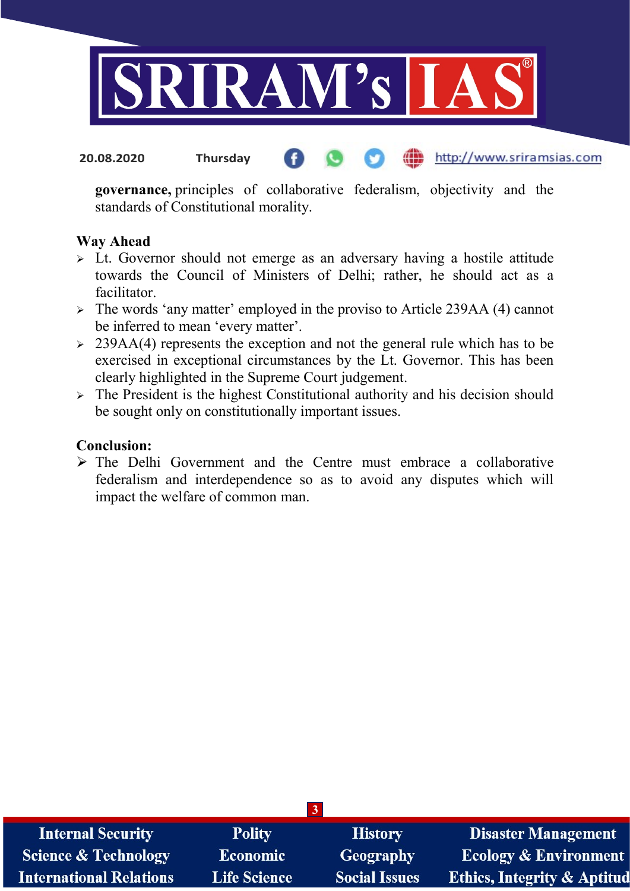**governance,** principles of collaborative federalism, objectivity and the standards of Constitutional morality.

**Way Ahead**

- Lt. Governor should not emerge as an adversary having a hostile attitude towards the Council of Ministers of Delhi; rather, he should act as a facilitator.
- The words 'any matter' employed in the proviso to Article 239AA (4) cannot be inferred to mean 'every matter'.
- 239AA(4) represents the exception and not the general rule which has to be exercised in exceptional circumstances by the Lt. Governor. This has been clearly highlighted in the Supreme Court judgement.
- The President is the highest Constitutional authority and his decision should be sought only on constitutionally important issues.

**Conclusion:**

- The Delhi Government and the Centre must embrace a collaborative federalism and interdependence so as to avoid any disputes which will impact the welfare of common man.